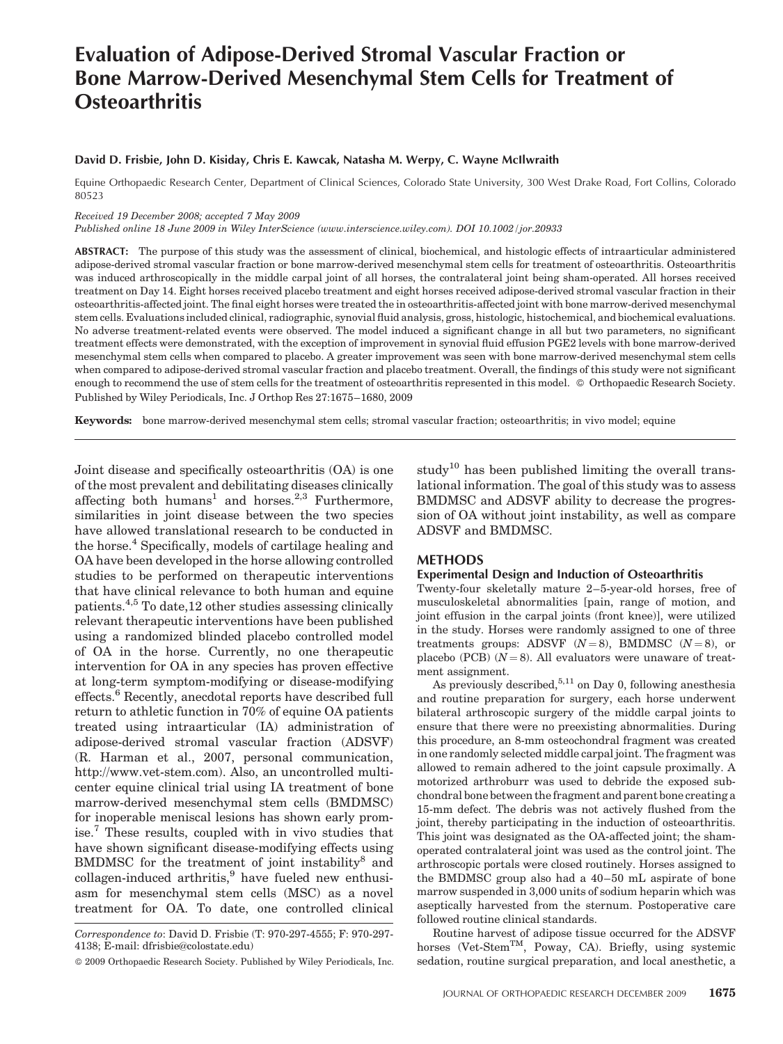# Evaluation of Adipose-Derived Stromal Vascular Fraction or Bone Marrow-Derived Mesenchymal Stem Cells for Treatment of Osteoarthritis

**David D. Frisbie, John D. Kisiday, Chris E. Kawcak, Natasha M. Werpy, C. Wayne McIlwraith**

Equine Orthopaedic Research Center, Department of Clinical Sciences, Colorado State University, 300 West Drake Road, Fort Collins, Colorado 80523

*Received 19 December 2008; accepted 7 May 2009*

*Published online 18 June 2009 in Wiley InterScience (www.interscience.wiley.com). DOI 10.1002/jor.20933*

**ABSTRACT:** The purpose of this study was the assessment of clinical, biochemical, and histologic effects of intraarticular administered adipose-derived stromal vascular fraction or bone marrow-derived mesenchymal stem cells for treatment of osteoarthritis. Osteoarthritis was induced arthroscopically in the middle carpal joint of all horses, the contralateral joint being sham-operated. All horses received treatment on Day 14. Eight horses received placebo treatment and eight horses received adipose-derived stromal vascular fraction in their osteoarthritis-affected joint. The final eight horses were treated the in osteoarthritis-affected joint with bone marrow-derived mesenchymal stem cells. Evaluations included clinical, radiographic, synovial fluid analysis, gross, histologic, histochemical, and biochemical evaluations. No adverse treatment-related events were observed. The model induced a significant change in all but two parameters, no significant treatment effects were demonstrated, with the exception of improvement in synovial fluid effusion PGE2 levels with bone marrow-derived mesenchymal stem cells when compared to placebo. A greater improvement was seen with bone marrow-derived mesenchymal stem cells when compared to adipose-derived stromal vascular fraction and placebo treatment. Overall, the findings of this study were not significant enough to recommend the use of stem cells for the treatment of osteoarthritis represented in this model. © Orthopaedic Research Society. Published by Wiley Periodicals, Inc. J Orthop Res 27:1675–1680, 2009

**Keywords:** bone marrow-derived mesenchymal stem cells; stromal vascular fraction; osteoarthritis; in vivo model; equine

Joint disease and specifically osteoarthritis (OA) is one of the most prevalent and debilitating diseases clinically affecting both humans[1] and horses.[2,3] Furthermore, similarities in joint disease between the two species have allowed translational research to be conducted in the horse.[4] Specifically, models of cartilage healing and OA have been developed in the horse allowing controlled studies to be performed on therapeutic interventions that have clinical relevance to both human and equine patients.[4,5] To date,12 other studies assessing clinically relevant therapeutic interventions have been published using a randomized blinded placebo controlled model of OA in the horse. Currently, no one therapeutic intervention for OA in any species has proven effective at long-term symptom-modifying or disease-modifying effects.[6] Recently, anecdotal reports have described full return to athletic function in 70% of equine OA patients treated using intraarticular (IA) administration of adipose-derived stromal vascular fraction (ADSVF) (R. Harman et al., 2007, personal communication, http://www.vet-stem.com). Also, an uncontrolled multicenter equine clinical trial using IA treatment of bone marrow-derived mesenchymal stem cells (BMDMSC) for inoperable meniscal lesions has shown early promise.[7] These results, coupled with in vivo studies that have shown significant disease-modifying effects using BMDMSC for the treatment of joint instability[8] and collagen-induced arthritis,[9] have fueled new enthusiasm for mesenchymal stem cells (MSC) as a novel treatment for OA. To date, one controlled clinical study[10] has been published limiting the overall translational information. The goal of this study was to assess BMDMSC and ADSVF ability to decrease the progression of OA without joint instability, as well as compare ADSVF and BMDMSC.

*Correspondence to*: David D. Frisbie (T: 970-297-4555; F: 970-297-4138; E-mail: dfrisbie@colostate.edu)

© 2009 Orthopaedic Research Society. Published by Wiley Periodicals, Inc.

## METHODS

### Experimental Design and Induction of Osteoarthritis

Twenty-four skeletally mature 2–5-year-old horses, free of musculoskeletal abnormalities [pain, range of motion, and joint effusion in the carpal joints (front knee)], were utilized in the study. Horses were randomly assigned to one of three treatments groups: ADSVF ($N = 8$), BMDMSC ($N = 8$), or placebo (PCB) ($N = 8$). All evaluators were unaware of treatment assignment.

As previously described,[5,11] on Day 0, following anesthesia and routine preparation for surgery, each horse underwent bilateral arthroscopic surgery of the middle carpal joints to ensure that there were no preexisting abnormalities. During this procedure, an 8-mm osteochondral fragment was created in one randomly selected middle carpal joint. The fragment was allowed to remain adhered to the joint capsule proximally. A motorized arthroburr was used to debride the exposed subchondral bone between the fragment and parent bone creating a 15-mm defect. The debris was not actively flushed from the joint, thereby participating in the induction of osteoarthritis. This joint was designated as the OA-affected joint; the sham-operated contralateral joint was used as the control joint. The arthroscopic portals were closed routinely. Horses assigned to the BMDMSC group also had a 40–50 mL aspirate of bone marrow suspended in 3,000 units of sodium heparin which was aseptically harvested from the sternum. Postoperative care followed routine clinical standards.

Routine harvest of adipose tissue occurred for the ADSVF horses (Vet-Stem™, Poway, CA). Briefly, using systemic sedation, routine surgical preparation, and local anesthetic, a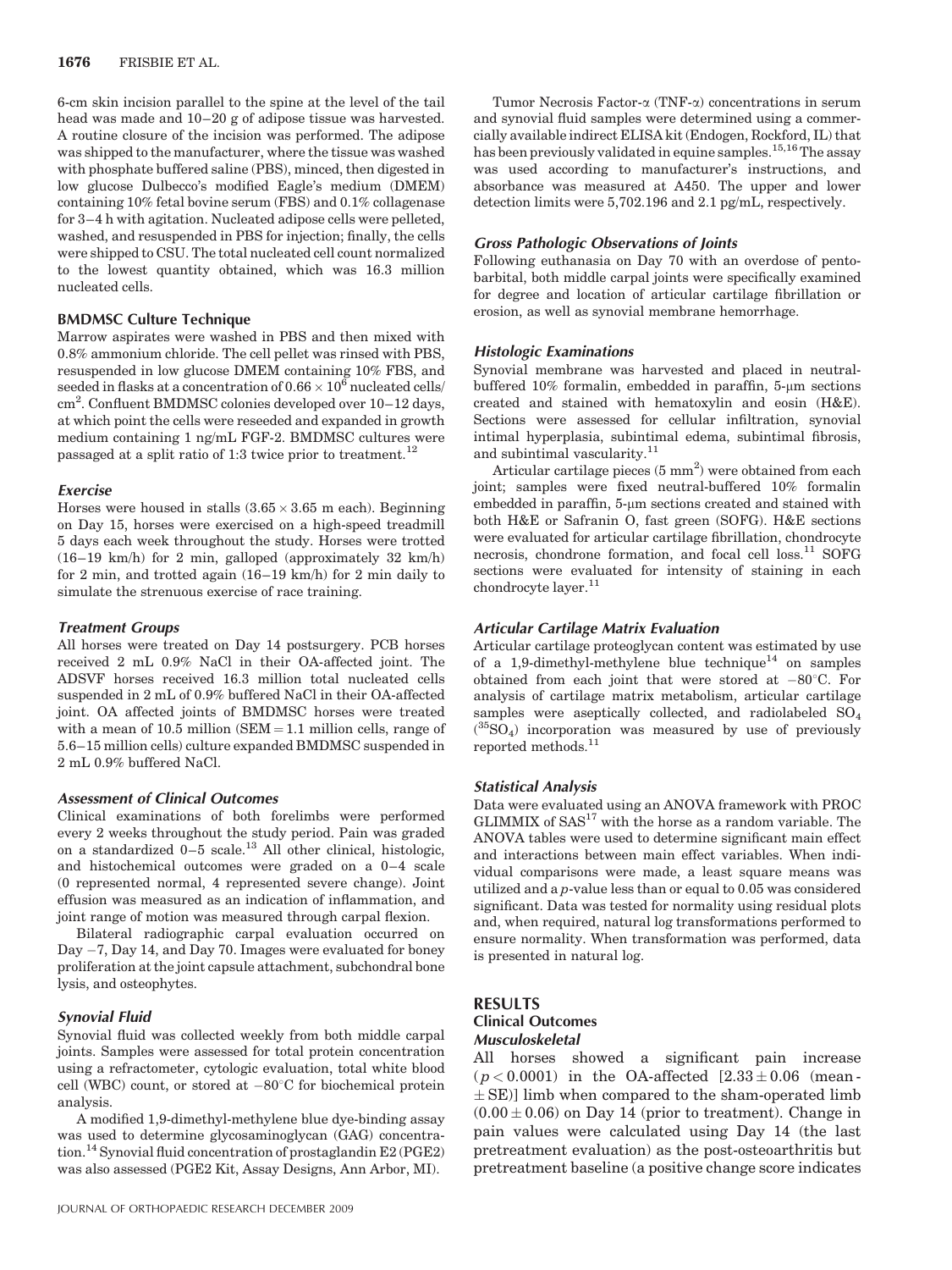6-cm skin incision parallel to the spine at the level of the tail head was made and 10–20 g of adipose tissue was harvested. A routine closure of the incision was performed. The adipose was shipped to the manufacturer, where the tissue was washed with phosphate buffered saline (PBS), minced, then digested in low glucose Dulbecco's modified Eagle's medium (DMEM) containing 10% fetal bovine serum (FBS) and 0.1% collagenase for 3–4 h with agitation. Nucleated adipose cells were pelleted, washed, and resuspended in PBS for injection; finally, the cells were shipped to CSU. The total nucleated cell count normalized to the lowest quantity obtained, which was 16.3 million nucleated cells.

### BMDMSC Culture Technique

Marrow aspirates were washed in PBS and then mixed with 0.8% ammonium chloride. The cell pellet was rinsed with PBS, resuspended in low glucose DMEM containing 10% FBS, and seeded in flasks at a concentration of $0.66 \times 10^6$ nucleated cells/$cm^2$. Confluent BMDMSC colonies developed over 10–12 days, at which point the cells were reseeded and expanded in growth medium containing 1 ng/mL FGF-2. BMDMSC cultures were passaged at a split ratio of 1:3 twice prior to treatment.[12]

#### *Exercise*

Horses were housed in stalls ($3.65 \times 3.65$ m each). Beginning on Day 15, horses were exercised on a high-speed treadmill 5 days each week throughout the study. Horses were trotted (16–19 km/h) for 2 min, galloped (approximately 32 km/h) for 2 min, and trotted again (16–19 km/h) for 2 min daily to simulate the strenuous exercise of race training.

#### *Treatment Groups*

All horses were treated on Day 14 postsurgery. PCB horses received 2 mL 0.9% NaCl in their OA-affected joint. The ADSVF horses received 16.3 million total nucleated cells suspended in 2 mL of 0.9% buffered NaCl in their OA-affected joint. OA affected joints of BMDMSC horses were treated with a mean of 10.5 million (SEM = 1.1 million cells, range of 5.6–15 million cells) culture expanded BMDMSC suspended in 2 mL 0.9% buffered NaCl.

#### *Assessment of Clinical Outcomes*

Clinical examinations of both forelimbs were performed every 2 weeks throughout the study period. Pain was graded on a standardized 0–5 scale.[13] All other clinical, histologic, and histochemical outcomes were graded on a 0–4 scale (0 represented normal, 4 represented severe change). Joint effusion was measured as an indication of inflammation, and joint range of motion was measured through carpal flexion.

Bilateral radiographic carpal evaluation occurred on Day −7, Day 14, and Day 70. Images were evaluated for boney proliferation at the joint capsule attachment, subchondral bone lysis, and osteophytes.

#### *Synovial Fluid*

Synovial fluid was collected weekly from both middle carpal joints. Samples were assessed for total protein concentration using a refractometer, cytologic evaluation, total white blood cell (WBC) count, or stored at −80°C for biochemical protein analysis.

A modified 1,9-dimethyl-methylene blue dye-binding assay was used to determine glycosaminoglycan (GAG) concentration.[14] Synovial fluid concentration of prostaglandin E2 (PGE2) was also assessed (PGE2 Kit, Assay Designs, Ann Arbor, MI).

Tumor Necrosis Factor-α (TNF-α) concentrations in serum and synovial fluid samples were determined using a commercially available indirect ELISA kit (Endogen, Rockford, IL) that has been previously validated in equine samples.[15,16] The assay was used according to manufacturer's instructions, and absorbance was measured at A450. The upper and lower detection limits were 5,702.196 and 2.1 pg/mL, respectively.

#### *Gross Pathologic Observations of Joints*

Following euthanasia on Day 70 with an overdose of pentobarbital, both middle carpal joints were specifically examined for degree and location of articular cartilage fibrillation or erosion, as well as synovial membrane hemorrhage.

#### *Histologic Examinations*

Synovial membrane was harvested and placed in neutral-buffered 10% formalin, embedded in paraffin, 5-μm sections created and stained with hematoxylin and eosin (H&E). Sections were assessed for cellular infiltration, synovial intimal hyperplasia, subintimal edema, subintimal fibrosis, and subintimal vascularity.[11]

Articular cartilage pieces (5 $mm^2$) were obtained from each joint; samples were fixed neutral-buffered 10% formalin embedded in paraffin, 5-μm sections created and stained with both H&E or Safranin O, fast green (SOFG). H&E sections were evaluated for articular cartilage fibrillation, chondrocyte necrosis, chondrone formation, and focal cell loss.[11] SOFG sections were evaluated for intensity of staining in each chondrocyte layer.[11]

#### *Articular Cartilage Matrix Evaluation*

Articular cartilage proteoglycan content was estimated by use of a 1,9-dimethyl-methylene blue technique[14] on samples obtained from each joint that were stored at −80°C. For analysis of cartilage matrix metabolism, articular cartilage samples were aseptically collected, and radiolabeled $SO_4$ ($^{35}SO_4$) incorporation was measured by use of previously reported methods.[11]

#### *Statistical Analysis*

Data were evaluated using an ANOVA framework with PROC GLIMMIX of SAS[17] with the horse as a random variable. The ANOVA tables were used to determine significant main effect and interactions between main effect variables. When individual comparisons were made, a least square means was utilized and a *p*-value less than or equal to 0.05 was considered significant. Data was tested for normality using residual plots and, when required, natural log transformations performed to ensure normality. When transformation was performed, data is presented in natural log.

## RESULTS

### Clinical Outcomes

#### *Musculoskeletal*

All horses showed a significant pain increase ($p < 0.0001$) in the OA-affected [$2.33 \pm 0.06$ (mean $\pm$ SE)] limb when compared to the sham-operated limb ($0.00 \pm 0.06$) on Day 14 (prior to treatment). Change in pain values were calculated using Day 14 (the last pretreatment evaluation) as the post-osteoarthritis but pretreatment baseline (a positive change score indicates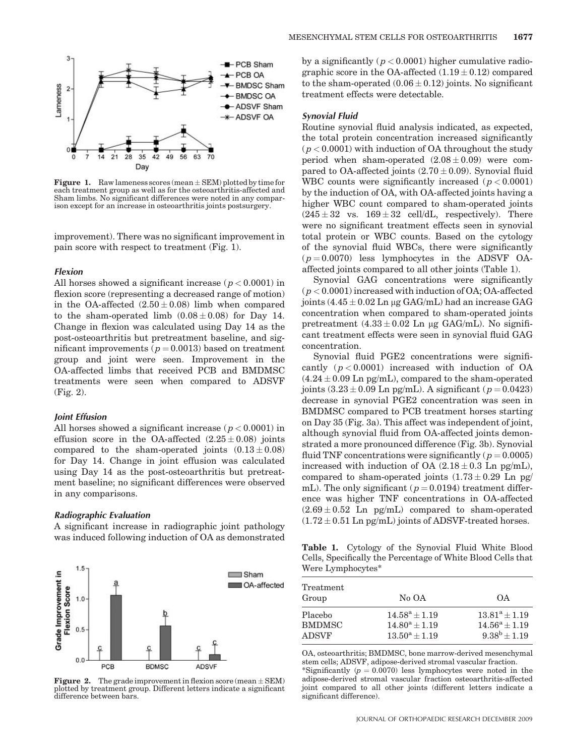Figure 1. Raw lameness scores (mean ± SEM) plotted by time for each treatment group as well as for the osteoarthritis-affected and Sham limbs. No significant differences were noted in any comparison except for an increase in osteoarthritis joints postsurgery.

improvement). There was no significant improvement in pain score with respect to treatment (Fig. 1).

### Flexion

All horses showed a significant increase ($p < 0.0001$) in flexion score (representing a decreased range of motion) in the OA-affected ($2.50 \pm 0.08$) limb when compared to the sham-operated limb ($0.08 \pm 0.08$) for Day 14. Change in flexion was calculated using Day 14 as the post-osteoarthritis but pretreatment baseline, and significant improvements ($p = 0.0013$) based on treatment group and joint were seen. Improvement in the OA-affected limbs that received PCB and BMDMSC treatments were seen when compared to ADSVF (Fig. 2).

### Joint Effusion

All horses showed a significant increase ($p < 0.0001$) in effusion score in the OA-affected ($2.25 \pm 0.08$) joints compared to the sham-operated joints ($0.13 \pm 0.08$) for Day 14. Change in joint effusion was calculated using Day 14 as the post-osteoarthritis but pretreatment baseline; no significant differences were observed in any comparisons.

### Radiographic Evaluation

A significant increase in radiographic joint pathology was induced following induction of OA as demonstrated by a significantly ($p < 0.0001$) higher cumulative radiographic score in the OA-affected ($1.19 \pm 0.12$) compared to the sham-operated ($0.06 \pm 0.12$) joints. No significant treatment effects were detectable.

Figure 2. The grade improvement in flexion score (mean ± SEM) plotted by treatment group. Different letters indicate a significant difference between bars.

### Synovial Fluid

Routine synovial fluid analysis indicated, as expected, the total protein concentration increased significantly ($p < 0.0001$) with induction of OA throughout the study period when sham-operated ($2.08 \pm 0.09$) were compared to OA-affected joints ($2.70 \pm 0.09$). Synovial fluid WBC counts were significantly increased ($p < 0.0001$) by the induction of OA, with OA-affected joints having a higher WBC count compared to sham-operated joints ($245 \pm 32$ vs. $169 \pm 32$ cell/dL, respectively). There were no significant treatment effects seen in synovial total protein or WBC counts. Based on the cytology of the synovial fluid WBCs, there were significantly ($p = 0.0070$) less lymphocytes in the ADSVF OA-affected joints compared to all other joints (Table 1).

Synovial GAG concentrations were significantly ($p < 0.0001$) increased with induction of OA; OA-affected joints ($4.45 \pm 0.02$ Ln μg GAG/mL) had an increase GAG concentration when compared to sham-operated joints pretreatment ($4.33 \pm 0.02$ Ln μg GAG/mL). No significant treatment effects were seen in synovial fluid GAG concentration.

Synovial fluid PGE2 concentrations were significantly ($p < 0.0001$) increased with induction of OA ($4.24 \pm 0.09$ Ln pg/mL), compared to the sham-operated joints ($3.23 \pm 0.09$ Ln pg/mL). A significant ($p = 0.0423$) decrease in synovial PGE2 concentration was seen in BMDMSC compared to PCB treatment horses starting on Day 35 (Fig. 3a). This affect was independent of joint, although synovial fluid from OA-affected joints demonstrated a more pronounced difference (Fig. 3b). Synovial fluid TNF concentrations were significantly ($p = 0.0005$) increased with induction of OA ($2.18 \pm 0.3$ Ln pg/mL), compared to sham-operated joints ($1.73 \pm 0.29$ Ln pg/mL). The only significant ($p = 0.0194$) treatment difference was higher TNF concentrations in OA-affected ($2.69 \pm 0.52$ Ln pg/mL) compared to sham-operated ($1.72 \pm 0.51$ Ln pg/mL) joints of ADSVF-treated horses.

**Table 1.** Cytology of the Synovial Fluid White Blood Cells, Specifically the Percentage of White Blood Cells that Were Lymphocytes*

| Treatment Group | No OA | OA |
|---|---|---|
| Placebo | $14.58^a \pm 1.19$ | $13.81^a \pm 1.19$ |
| BMDMSC | $14.80^a \pm 1.19$ | $14.56^a \pm 1.19$ |
| ADSVF | $13.50^a \pm 1.19$ | $9.38^b \pm 1.19$ |

OA, osteoarthritis; BMDMSC, bone marrow-derived mesenchymal stem cells; ADSVF, adipose-derived stromal vascular fraction.
*Significantly ($p = 0.0070$) less lymphocytes were noted in the adipose-derived stromal vascular fraction osteoarthritis-affected joint compared to all other joints (different letters indicate a significant difference).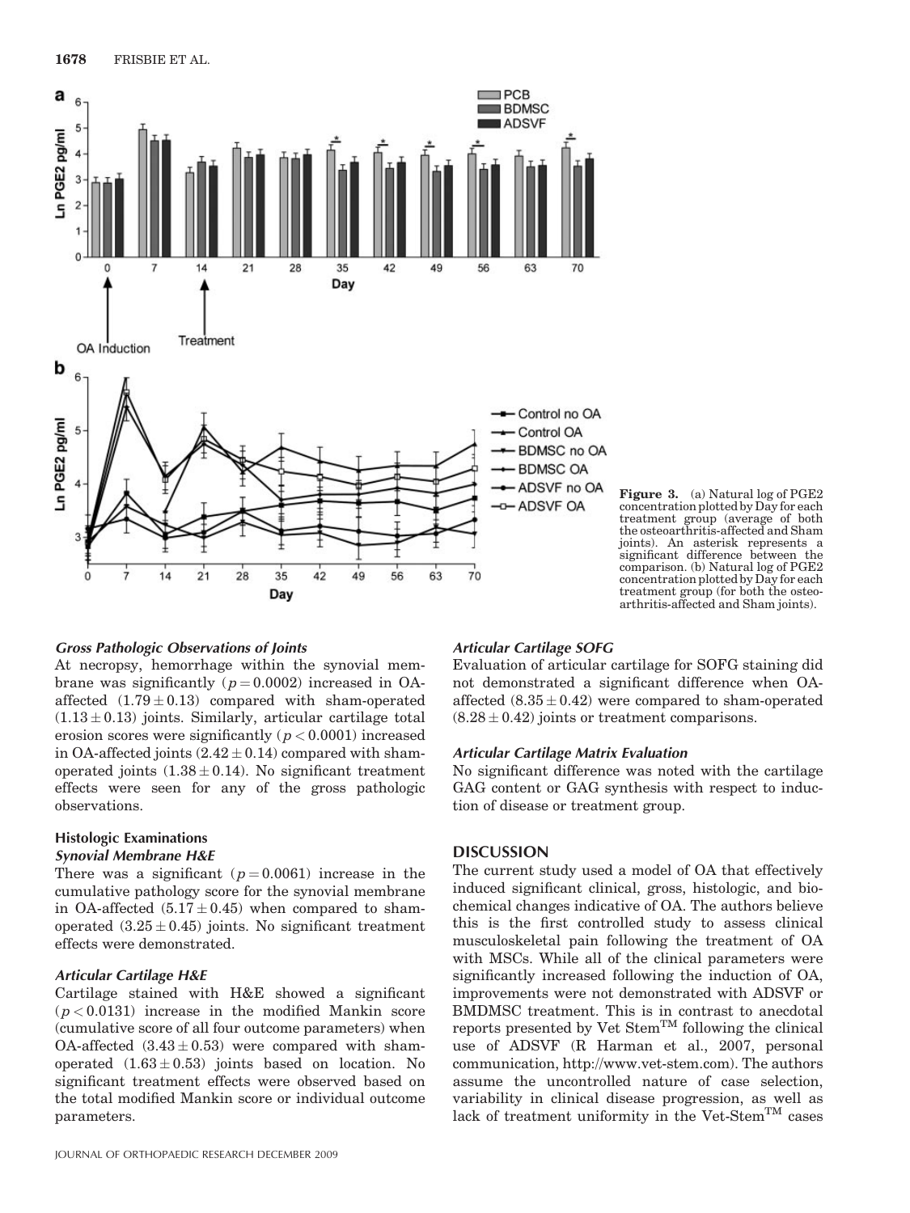Figure 3. (a) Natural log of PGE2 concentration plotted by Day for each treatment group (average of both the osteoarthritis-affected and Sham joints). An asterisk represents a significant difference between the comparison. (b) Natural log of PGE2 concentration plotted by Day for each treatment group (for both the osteoarthritis-affected and Sham joints).

### *Gross Pathologic Observations of Joints*

At necropsy, hemorrhage within the synovial membrane was significantly ($p = 0.0002$) increased in OA-affected ($1.79 \pm 0.13$) compared with sham-operated ($1.13 \pm 0.13$) joints. Similarly, articular cartilage total erosion scores were significantly ($p < 0.0001$) increased in OA-affected joints ($2.42 \pm 0.14$) compared with sham-operated joints ($1.38 \pm 0.14$). No significant treatment effects were seen for any of the gross pathologic observations.

### Histologic Examinations

#### *Synovial Membrane H&E*

There was a significant ($p = 0.0061$) increase in the cumulative pathology score for the synovial membrane in OA-affected ($5.17 \pm 0.45$) when compared to sham-operated ($3.25 \pm 0.45$) joints. No significant treatment effects were demonstrated.

#### *Articular Cartilage H&E*

Cartilage stained with H&E showed a significant ($p < 0.0131$) increase in the modified Mankin score (cumulative score of all four outcome parameters) when OA-affected ($3.43 \pm 0.53$) were compared with sham-operated ($1.63 \pm 0.53$) joints based on location. No significant treatment effects were observed based on the total modified Mankin score or individual outcome parameters.

#### *Articular Cartilage SOFG*

Evaluation of articular cartilage for SOFG staining did not demonstrated a significant difference when OA-affected ($8.35 \pm 0.42$) were compared to sham-operated ($8.28 \pm 0.42$) joints or treatment comparisons.

#### *Articular Cartilage Matrix Evaluation*

No significant difference was noted with the cartilage GAG content or GAG synthesis with respect to induction of disease or treatment group.

## DISCUSSION

The current study used a model of OA that effectively induced significant clinical, gross, histologic, and biochemical changes indicative of OA. The authors believe this is the first controlled study to assess clinical musculoskeletal pain following the treatment of OA with MSCs. While all of the clinical parameters were significantly increased following the induction of OA, improvements were not demonstrated with ADSVF or BMDMSC treatment. This is in contrast to anecdotal reports presented by Vet Stem™ following the clinical use of ADSVF (R Harman et al., 2007, personal communication, http://www.vet-stem.com). The authors assume the uncontrolled nature of case selection, variability in clinical disease progression, as well as lack of treatment uniformity in the Vet-Stem™ cases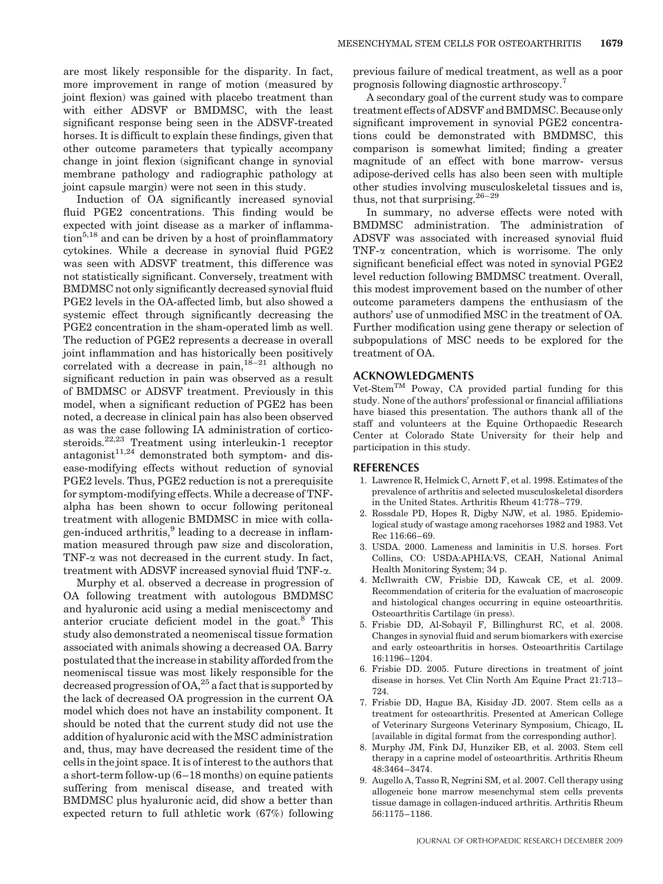are most likely responsible for the disparity. In fact, more improvement in range of motion (measured by joint flexion) was gained with placebo treatment than with either ADSVF or BMDMSC, with the least significant response being seen in the ADSVF-treated horses. It is difficult to explain these findings, given that other outcome parameters that typically accompany change in joint flexion (significant change in synovial membrane pathology and radiographic pathology at joint capsule margin) were not seen in this study.

Induction of OA significantly increased synovial fluid PGE2 concentrations. This finding would be expected with joint disease as a marker of inflammation[5,18] and can be driven by a host of proinflammatory cytokines. While a decrease in synovial fluid PGE2 was seen with ADSVF treatment, this difference was not statistically significant. Conversely, treatment with BMDMSC not only significantly decreased synovial fluid PGE2 levels in the OA-affected limb, but also showed a systemic effect through significantly decreasing the PGE2 concentration in the sham-operated limb as well. The reduction of PGE2 represents a decrease in overall joint inflammation and has historically been positively correlated with a decrease in pain,[18–21] although no significant reduction in pain was observed as a result of BMDMSC or ADSVF treatment. Previously in this model, when a significant reduction of PGE2 has been noted, a decrease in clinical pain has also been observed as was the case following IA administration of corticosteroids.[22,23] Treatment using interleukin-1 receptor antagonist[11,24] demonstrated both symptom- and disease-modifying effects without reduction of synovial PGE2 levels. Thus, PGE2 reduction is not a prerequisite for symptom-modifying effects. While a decrease of TNF-alpha has been shown to occur following peritoneal treatment with allogenic BMDMSC in mice with collagen-induced arthritis,[9] leading to a decrease in inflammation measured through paw size and discoloration, TNF-$\alpha$ was not decreased in the current study. In fact, treatment with ADSVF increased synovial fluid TNF-$\alpha$.

Murphy et al. observed a decrease in progression of OA following treatment with autologous BMDMSC and hyaluronic acid using a medial meniscectomy and anterior cruciate deficient model in the goat.[8] This study also demonstrated a neomeniscal tissue formation associated with animals showing a decreased OA. Barry postulated that the increase in stability afforded from the neomeniscal tissue was most likely responsible for the decreased progression of OA,[25] a fact that is supported by the lack of decreased OA progression in the current OA model which does not have an instability component. It should be noted that the current study did not use the addition of hyaluronic acid with the MSC administration and, thus, may have decreased the resident time of the cells in the joint space. It is of interest to the authors that a short-term follow-up (6–18 months) on equine patients suffering from meniscal disease, and treated with BMDMSC plus hyaluronic acid, did show a better than expected return to full athletic work (67%) following previous failure of medical treatment, as well as a poor prognosis following diagnostic arthroscopy.[7]

A secondary goal of the current study was to compare treatment effects of ADSVF and BMDMSC. Because only significant improvement in synovial PGE2 concentrations could be demonstrated with BMDMSC, this comparison is somewhat limited; finding a greater magnitude of an effect with bone marrow- versus adipose-derived cells has also been seen with multiple other studies involving musculoskeletal tissues and is, thus, not that surprising.[26–29]

In summary, no adverse effects were noted with BMDMSC administration. The administration of ADSVF was associated with increased synovial fluid TNF-$\alpha$ concentration, which is worrisome. The only significant beneficial effect was noted in synovial PGE2 level reduction following BMDMSC treatment. Overall, this modest improvement based on the number of other outcome parameters dampens the enthusiasm of the authors' use of unmodified MSC in the treatment of OA. Further modification using gene therapy or selection of subpopulations of MSC needs to be explored for the treatment of OA.

## ACKNOWLEDGMENTS

Vet-Stem™ Poway, CA provided partial funding for this study. None of the authors' professional or financial affiliations have biased this presentation. The authors thank all of the staff and volunteers at the Equine Orthopaedic Research Center at Colorado State University for their help and participation in this study.

## REFERENCES

1. Lawrence R, Helmick C, Arnett F, et al. 1998. Estimates of the prevalence of arthritis and selected musculoskeletal disorders in the United States. Arthritis Rheum 41:778–779.
2. Rossdale PD, Hopes R, Digby NJW, et al. 1985. Epidemiological study of wastage among racehorses 1982 and 1983. Vet Rec 116:66–69.
3. USDA. 2000. Lameness and laminitis in U.S. horses. Fort Collins, CO: USDA:APHIA:VS, CEAH, National Animal Health Monitoring System; 34 p.
4. McIlwraith CW, Frisbie DD, Kawcak CE, et al. 2009. Recommendation of criteria for the evaluation of macroscopic and histological changes occurring in equine osteoarthritis. Osteoarthritis Cartilage (in press).
5. Frisbie DD, Al-Sobayil F, Billinghurst RC, et al. 2008. Changes in synovial fluid and serum biomarkers with exercise and early osteoarthritis in horses. Osteoarthritis Cartilage 16:1196–1204.
6. Frisbie DD. 2005. Future directions in treatment of joint disease in horses. Vet Clin North Am Equine Pract 21:713–724.
7. Frisbie DD, Hague BA, Kisiday JD. 2007. Stems cells as a treatment for osteoarthritis. Presented at American College of Veterinary Surgeons Veterinary Symposium, Chicago, IL [available in digital format from the corresponding author].
8. Murphy JM, Fink DJ, Hunziker EB, et al. 2003. Stem cell therapy in a caprine model of osteoarthritis. Arthritis Rheum 48:3464–3474.
9. Augello A, Tasso R, Negrini SM, et al. 2007. Cell therapy using allogeneic bone marrow mesenchymal stem cells prevents tissue damage in collagen-induced arthritis. Arthritis Rheum 56:1175–1186.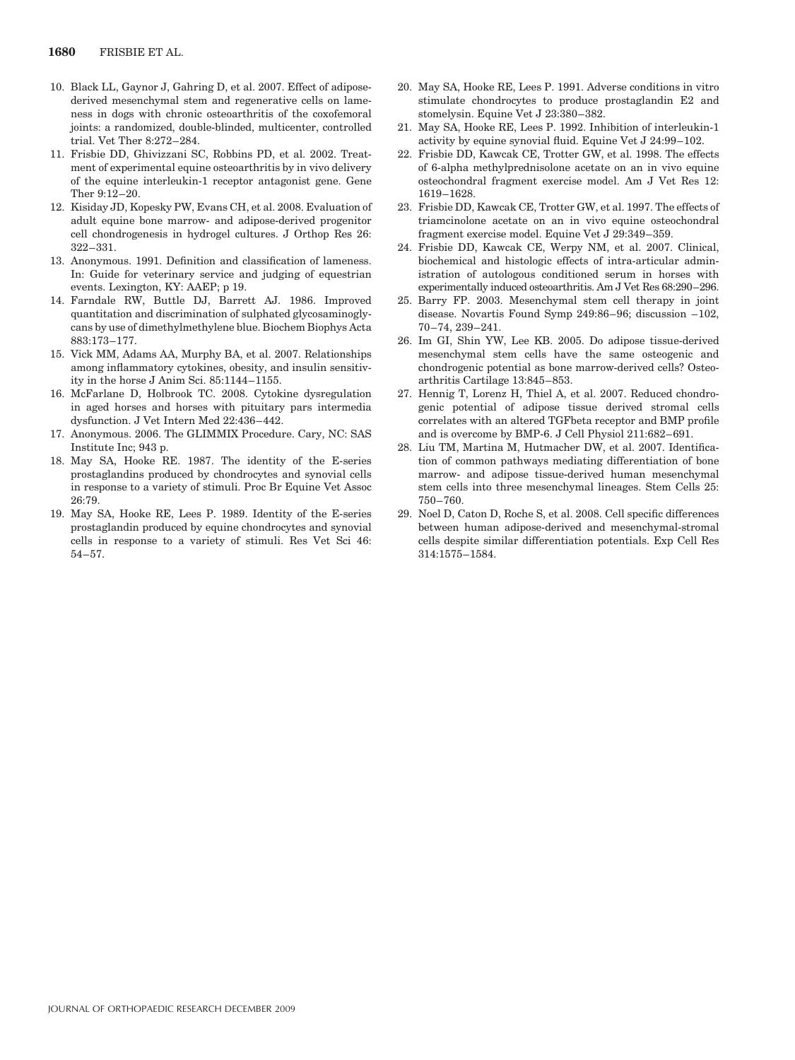10. Black LL, Gaynor J, Gahring D, et al. 2007. Effect of adipose-derived mesenchymal stem and regenerative cells on lameness in dogs with chronic osteoarthritis of the coxofemoral joints: a randomized, double-blinded, multicenter, controlled trial. Vet Ther 8:272–284.
11. Frisbie DD, Ghivizzani SC, Robbins PD, et al. 2002. Treatment of experimental equine osteoarthritis by in vivo delivery of the equine interleukin-1 receptor antagonist gene. Gene Ther 9:12–20.
12. Kisiday JD, Kopesky PW, Evans CH, et al. 2008. Evaluation of adult equine bone marrow- and adipose-derived progenitor cell chondrogenesis in hydrogel cultures. J Orthop Res 26: 322–331.
13. Anonymous. 1991. Definition and classification of lameness. In: Guide for veterinary service and judging of equestrian events. Lexington, KY: AAEP; p 19.
14. Farndale RW, Buttle DJ, Barrett AJ. 1986. Improved quantitation and discrimination of sulphated glycosaminoglycans by use of dimethylmethylene blue. Biochem Biophys Acta 883:173–177.
15. Vick MM, Adams AA, Murphy BA, et al. 2007. Relationships among inflammatory cytokines, obesity, and insulin sensitivity in the horse J Anim Sci. 85:1144–1155.
16. McFarlane D, Holbrook TC. 2008. Cytokine dysregulation in aged horses and horses with pituitary pars intermedia dysfunction. J Vet Intern Med 22:436–442.
17. Anonymous. 2006. The GLIMMIX Procedure. Cary, NC: SAS Institute Inc; 943 p.
18. May SA, Hooke RE. 1987. The identity of the E-series prostaglandins produced by chondrocytes and synovial cells in response to a variety of stimuli. Proc Br Equine Vet Assoc 26:79.
19. May SA, Hooke RE, Lees P. 1989. Identity of the E-series prostaglandin produced by equine chondrocytes and synovial cells in response to a variety of stimuli. Res Vet Sci 46: 54–57.
20. May SA, Hooke RE, Lees P. 1991. Adverse conditions in vitro stimulate chondrocytes to produce prostaglandin E2 and stomelysin. Equine Vet J 23:380–382.
21. May SA, Hooke RE, Lees P. 1992. Inhibition of interleukin-1 activity by equine synovial fluid. Equine Vet J 24:99–102.
22. Frisbie DD, Kawcak CE, Trotter GW, et al. 1998. The effects of 6-alpha methylprednisolone acetate on an in vivo equine osteochondral fragment exercise model. Am J Vet Res 12: 1619–1628.
23. Frisbie DD, Kawcak CE, Trotter GW, et al. 1997. The effects of triamcinolone acetate on an in vivo equine osteochondral fragment exercise model. Equine Vet J 29:349–359.
24. Frisbie DD, Kawcak CE, Werpy NM, et al. 2007. Clinical, biochemical and histologic effects of intra-articular administration of autologous conditioned serum in horses with experimentally induced osteoarthritis. Am J Vet Res 68:290–296.
25. Barry FP. 2003. Mesenchymal stem cell therapy in joint disease. Novartis Found Symp 249:86–96; discussion –102, 70–74, 239–241.
26. Im GI, Shin YW, Lee KB. 2005. Do adipose tissue-derived mesenchymal stem cells have the same osteogenic and chondrogenic potential as bone marrow-derived cells? Osteoarthritis Cartilage 13:845–853.
27. Hennig T, Lorenz H, Thiel A, et al. 2007. Reduced chondrogenic potential of adipose tissue derived stromal cells correlates with an altered TGFbeta receptor and BMP profile and is overcome by BMP-6. J Cell Physiol 211:682–691.
28. Liu TM, Martina M, Hutmacher DW, et al. 2007. Identification of common pathways mediating differentiation of bone marrow- and adipose tissue-derived human mesenchymal stem cells into three mesenchymal lineages. Stem Cells 25: 750–760.
29. Noel D, Caton D, Roche S, et al. 2008. Cell specific differences between human adipose-derived and mesenchymal-stromal cells despite similar differentiation potentials. Exp Cell Res 314:1575–1584.